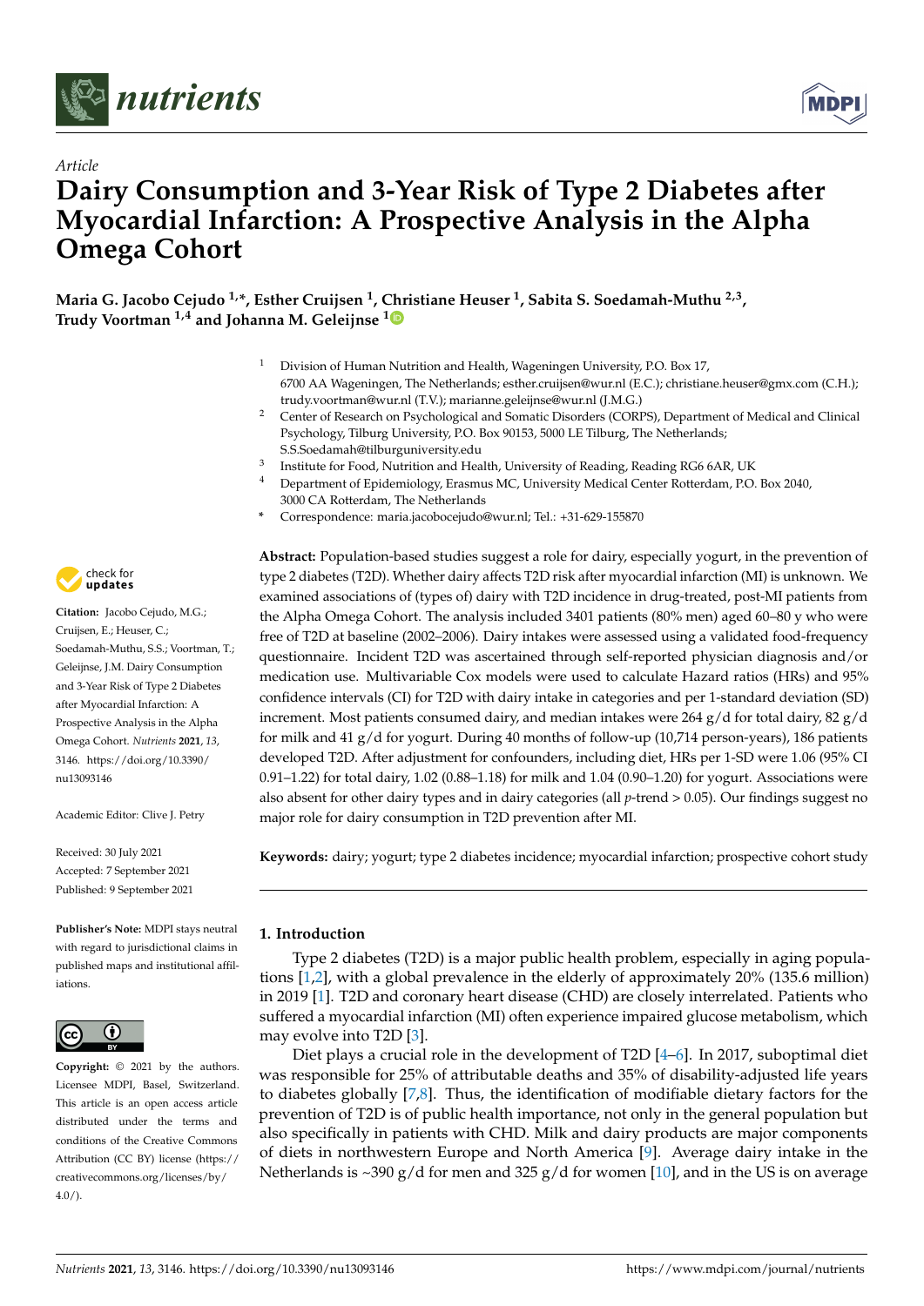*Article*

# Dairy Consumption and 3-Year Risk of Type 2 Diabetes after Myocardial Infarction: A Prospective Analysis in the Alpha Omega Cohort

**Maria G. Jacobo Cejudo [1,\*], Esther Cruijsen [1], Christiane Heuser [1], Sabita S. Soedamah-Muthu [2,3], Trudy Voortman [1,4] and Johanna M. Geleijnse [1]**

[1] Division of Human Nutrition and Health, Wageningen University, P.O. Box 17, 6700 AA Wageningen, The Netherlands; esther.cruijsen@wur.nl (E.C.); christiane.heuser@gmx.com (C.H.); trudy.voortman@wur.nl (T.V.); marianne.geleijnse@wur.nl (J.M.G.)

[2] Center of Research on Psychological and Somatic Disorders (CORPS), Department of Medical and Clinical Psychology, Tilburg University, P.O. Box 90153, 5000 LE Tilburg, The Netherlands; S.S.Soedamah@tilburguniversity.edu

[3] Institute for Food, Nutrition and Health, University of Reading, Reading RG6 6AR, UK

[4] Department of Epidemiology, Erasmus MC, University Medical Center Rotterdam, P.O. Box 2040, 3000 CA Rotterdam, The Netherlands

\* Correspondence: maria.jacobocejudo@wur.nl; Tel.: +31-629-155870

**Citation:** Jacobo Cejudo, M.G.; Cruijsen, E.; Heuser, C.; Soedamah-Muthu, S.S.; Voortman, T.; Geleijnse, J.M. Dairy Consumption and 3-Year Risk of Type 2 Diabetes after Myocardial Infarction: A Prospective Analysis in the Alpha Omega Cohort. *Nutrients* **2021**, *13*, 3146. https://doi.org/10.3390/nu13093146

Academic Editor: Clive J. Petry

Received: 30 July 2021
Accepted: 7 September 2021
Published: 9 September 2021

**Publisher's Note:** MDPI stays neutral with regard to jurisdictional claims in published maps and institutional affiliations.

**Copyright:** © 2021 by the authors. Licensee MDPI, Basel, Switzerland. This article is an open access article distributed under the terms and conditions of the Creative Commons Attribution (CC BY) license (https://creativecommons.org/licenses/by/4.0/).

**Abstract:** Population-based studies suggest a role for dairy, especially yogurt, in the prevention of type 2 diabetes (T2D). Whether dairy affects T2D risk after myocardial infarction (MI) is unknown. We examined associations of (types of) dairy with T2D incidence in drug-treated, post-MI patients from the Alpha Omega Cohort. The analysis included 3401 patients (80% men) aged 60–80 y who were free of T2D at baseline (2002–2006). Dairy intakes were assessed using a validated food-frequency questionnaire. Incident T2D was ascertained through self-reported physician diagnosis and/or medication use. Multivariable Cox models were used to calculate Hazard ratios (HRs) and 95% confidence intervals (CI) for T2D with dairy intake in categories and per 1-standard deviation (SD) increment. Most patients consumed dairy, and median intakes were 264 g/d for total dairy, 82 g/d for milk and 41 g/d for yogurt. During 40 months of follow-up (10,714 person-years), 186 patients developed T2D. After adjustment for confounders, including diet, HRs per 1-SD were 1.06 (95% CI 0.91–1.22) for total dairy, 1.02 (0.88–1.18) for milk and 1.04 (0.90–1.20) for yogurt. Associations were also absent for other dairy types and in dairy categories (all *p*-trend > 0.05). Our findings suggest no major role for dairy consumption in T2D prevention after MI.

**Keywords:** dairy; yogurt; type 2 diabetes incidence; myocardial infarction; prospective cohort study

## 1. Introduction

Type 2 diabetes (T2D) is a major public health problem, especially in aging populations [1,2], with a global prevalence in the elderly of approximately 20% (135.6 million) in 2019 [1]. T2D and coronary heart disease (CHD) are closely interrelated. Patients who suffered a myocardial infarction (MI) often experience impaired glucose metabolism, which may evolve into T2D [3].

Diet plays a crucial role in the development of T2D [4–6]. In 2017, suboptimal diet was responsible for 25% of attributable deaths and 35% of disability-adjusted life years to diabetes globally [7,8]. Thus, the identification of modifiable dietary factors for the prevention of T2D is of public health importance, not only in the general population but also specifically in patients with CHD. Milk and dairy products are major components of diets in northwestern Europe and North America [9]. Average dairy intake in the Netherlands is ~390 g/d for men and 325 g/d for women [10], and in the US is on average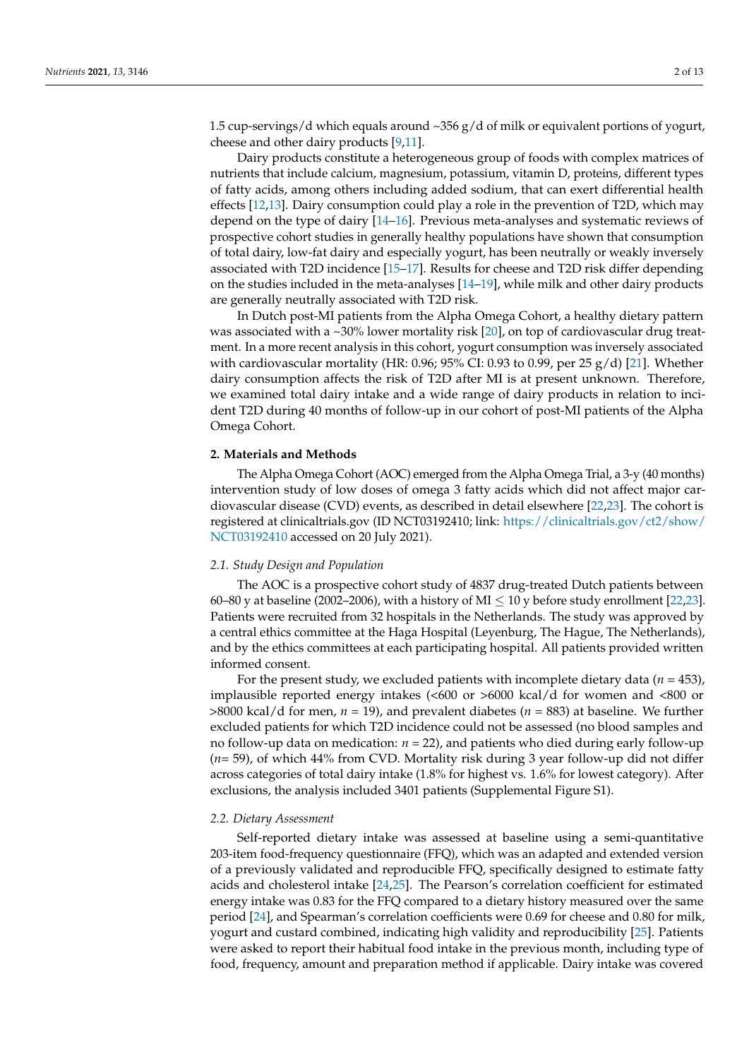1.5 cup-servings/d which equals around ~356 g/d of milk or equivalent portions of yogurt, cheese and other dairy products [9,11].

Dairy products constitute a heterogeneous group of foods with complex matrices of nutrients that include calcium, magnesium, potassium, vitamin D, proteins, different types of fatty acids, among others including added sodium, that can exert differential health effects [12,13]. Dairy consumption could play a role in the prevention of T2D, which may depend on the type of dairy [14–16]. Previous meta-analyses and systematic reviews of prospective cohort studies in generally healthy populations have shown that consumption of total dairy, low-fat dairy and especially yogurt, has been neutrally or weakly inversely associated with T2D incidence [15–17]. Results for cheese and T2D risk differ depending on the studies included in the meta-analyses [14–19], while milk and other dairy products are generally neutrally associated with T2D risk.

In Dutch post-MI patients from the Alpha Omega Cohort, a healthy dietary pattern was associated with a ~30% lower mortality risk [20], on top of cardiovascular drug treatment. In a more recent analysis in this cohort, yogurt consumption was inversely associated with cardiovascular mortality (HR: 0.96; 95% CI: 0.93 to 0.99, per 25 g/d) [21]. Whether dairy consumption affects the risk of T2D after MI is at present unknown. Therefore, we examined total dairy intake and a wide range of dairy products in relation to incident T2D during 40 months of follow-up in our cohort of post-MI patients of the Alpha Omega Cohort.

## 2. Materials and Methods

The Alpha Omega Cohort (AOC) emerged from the Alpha Omega Trial, a 3-y (40 months) intervention study of low doses of omega 3 fatty acids which did not affect major cardiovascular disease (CVD) events, as described in detail elsewhere [22,23]. The cohort is registered at clinicaltrials.gov (ID NCT03192410; link: https://clinicaltrials.gov/ct2/show/NCT03192410 accessed on 20 July 2021).

### 2.1. Study Design and Population

The AOC is a prospective cohort study of 4837 drug-treated Dutch patients between 60–80 y at baseline (2002–2006), with a history of MI $\leq$ 10 y before study enrollment [22,23]. Patients were recruited from 32 hospitals in the Netherlands. The study was approved by a central ethics committee at the Haga Hospital (Leyenburg, The Hague, The Netherlands), and by the ethics committees at each participating hospital. All patients provided written informed consent.

For the present study, we excluded patients with incomplete dietary data ($n$ = 453), implausible reported energy intakes (<600 or >6000 kcal/d for women and <800 or >8000 kcal/d for men, $n$ = 19), and prevalent diabetes ($n$ = 883) at baseline. We further excluded patients for which T2D incidence could not be assessed (no blood samples and no follow-up data on medication: $n$ = 22), and patients who died during early follow-up ($n$= 59), of which 44% from CVD. Mortality risk during 3 year follow-up did not differ across categories of total dairy intake (1.8% for highest vs. 1.6% for lowest category). After exclusions, the analysis included 3401 patients (Supplemental Figure S1).

### 2.2. Dietary Assessment

Self-reported dietary intake was assessed at baseline using a semi-quantitative 203-item food-frequency questionnaire (FFQ), which was an adapted and extended version of a previously validated and reproducible FFQ, specifically designed to estimate fatty acids and cholesterol intake [24,25]. The Pearson's correlation coefficient for estimated energy intake was 0.83 for the FFQ compared to a dietary history measured over the same period [24], and Spearman's correlation coefficients were 0.69 for cheese and 0.80 for milk, yogurt and custard combined, indicating high validity and reproducibility [25]. Patients were asked to report their habitual food intake in the previous month, including type of food, frequency, amount and preparation method if applicable. Dairy intake was covered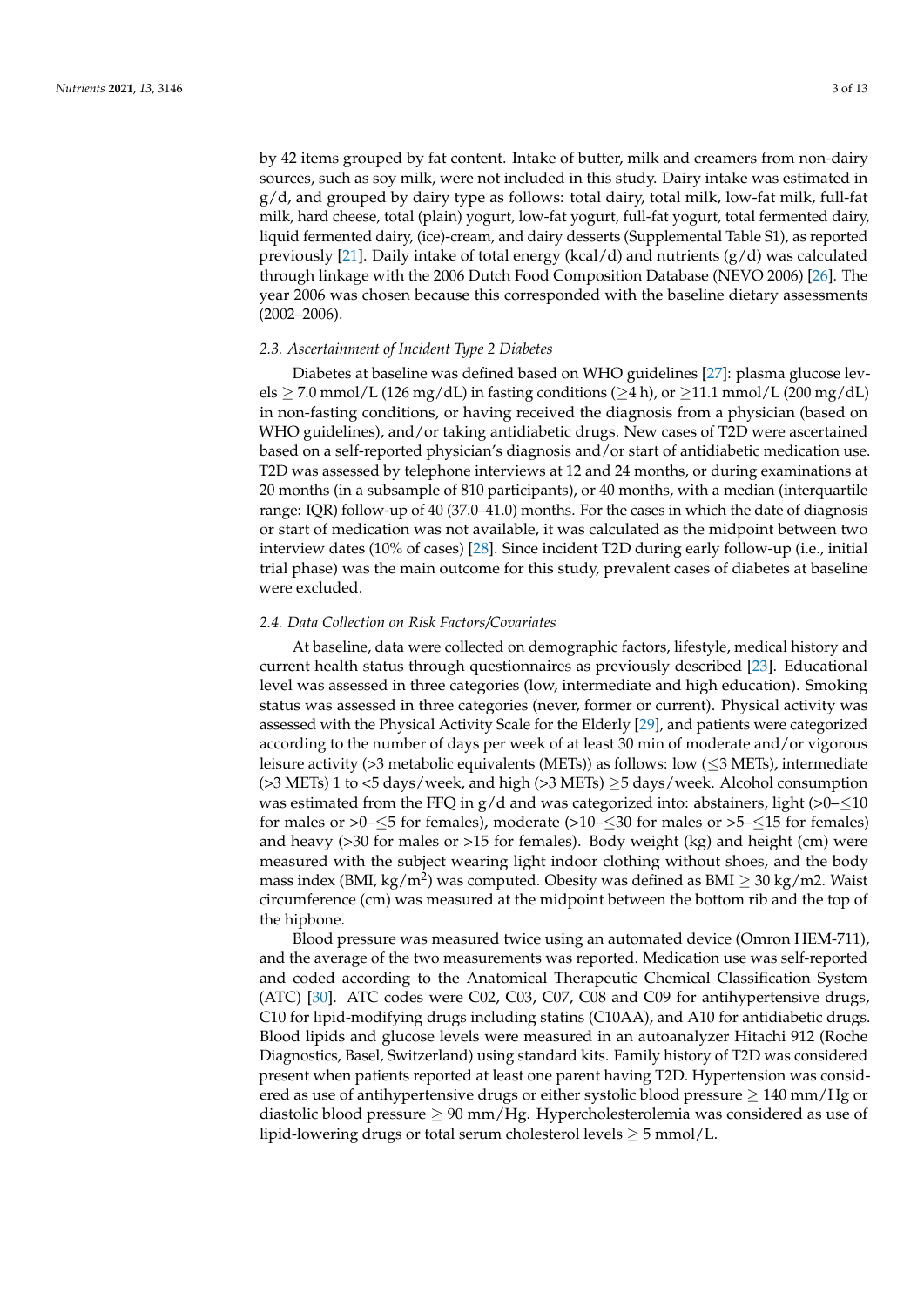by 42 items grouped by fat content. Intake of butter, milk and creamers from non-dairy sources, such as soy milk, were not included in this study. Dairy intake was estimated in g/d, and grouped by dairy type as follows: total dairy, total milk, low-fat milk, full-fat milk, hard cheese, total (plain) yogurt, low-fat yogurt, full-fat yogurt, total fermented dairy, liquid fermented dairy, (ice)-cream, and dairy desserts (Supplemental Table S1), as reported previously [21]. Daily intake of total energy (kcal/d) and nutrients (g/d) was calculated through linkage with the 2006 Dutch Food Composition Database (NEVO 2006) [26]. The year 2006 was chosen because this corresponded with the baseline dietary assessments (2002–2006).

### *2.3. Ascertainment of Incident Type 2 Diabetes*

Diabetes at baseline was defined based on WHO guidelines [27]: plasma glucose levels $\geq$ 7.0 mmol/L (126 mg/dL) in fasting conditions ($\geq$4 h), or $\geq$11.1 mmol/L (200 mg/dL) in non-fasting conditions, or having received the diagnosis from a physician (based on WHO guidelines), and/or taking antidiabetic drugs. New cases of T2D were ascertained based on a self-reported physician's diagnosis and/or start of antidiabetic medication use. T2D was assessed by telephone interviews at 12 and 24 months, or during examinations at 20 months (in a subsample of 810 participants), or 40 months, with a median (interquartile range: IQR) follow-up of 40 (37.0–41.0) months. For the cases in which the date of diagnosis or start of medication was not available, it was calculated as the midpoint between two interview dates (10% of cases) [28]. Since incident T2D during early follow-up (i.e., initial trial phase) was the main outcome for this study, prevalent cases of diabetes at baseline were excluded.

### *2.4. Data Collection on Risk Factors/Covariates*

At baseline, data were collected on demographic factors, lifestyle, medical history and current health status through questionnaires as previously described [23]. Educational level was assessed in three categories (low, intermediate and high education). Smoking status was assessed in three categories (never, former or current). Physical activity was assessed with the Physical Activity Scale for the Elderly [29], and patients were categorized according to the number of days per week of at least 30 min of moderate and/or vigorous leisure activity (>3 metabolic equivalents (METs)) as follows: low ($\leq$3 METs), intermediate (>3 METs) 1 to <5 days/week, and high (>3 METs) $\geq$5 days/week. Alcohol consumption was estimated from the FFQ in g/d and was categorized into: abstainers, light (>0–$\leq$10 for males or >0–$\leq$5 for females), moderate (>10–$\leq$30 for males or >5–$\leq$15 for females) and heavy (>30 for males or >15 for females). Body weight (kg) and height (cm) were measured with the subject wearing light indoor clothing without shoes, and the body mass index (BMI, kg/m$^2$) was computed. Obesity was defined as BMI $\geq$ 30 kg/m2. Waist circumference (cm) was measured at the midpoint between the bottom rib and the top of the hipbone.

Blood pressure was measured twice using an automated device (Omron HEM-711), and the average of the two measurements was reported. Medication use was self-reported and coded according to the Anatomical Therapeutic Chemical Classification System (ATC) [30]. ATC codes were C02, C03, C07, C08 and C09 for antihypertensive drugs, C10 for lipid-modifying drugs including statins (C10AA), and A10 for antidiabetic drugs. Blood lipids and glucose levels were measured in an autoanalyzer Hitachi 912 (Roche Diagnostics, Basel, Switzerland) using standard kits. Family history of T2D was considered present when patients reported at least one parent having T2D. Hypertension was considered as use of antihypertensive drugs or either systolic blood pressure $\geq$ 140 mm/Hg or diastolic blood pressure $\geq$ 90 mm/Hg. Hypercholesterolemia was considered as use of lipid-lowering drugs or total serum cholesterol levels $\geq$ 5 mmol/L.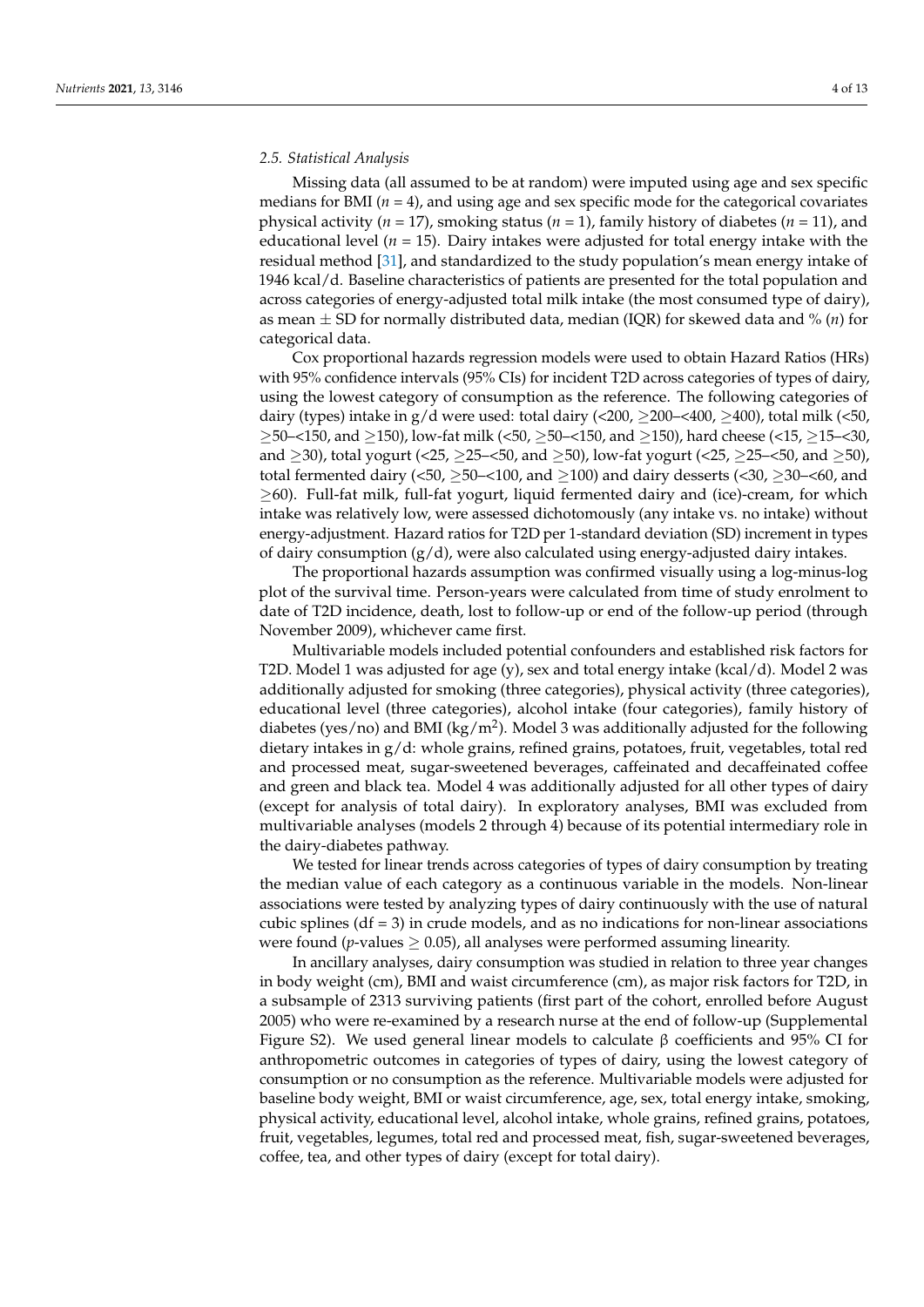### *2.5. Statistical Analysis*

Missing data (all assumed to be at random) were imputed using age and sex specific medians for BMI (*n* = 4), and using age and sex specific mode for the categorical covariates physical activity (*n* = 17), smoking status (*n* = 1), family history of diabetes (*n* = 11), and educational level (*n* = 15). Dairy intakes were adjusted for total energy intake with the residual method [31], and standardized to the study population's mean energy intake of 1946 kcal/d. Baseline characteristics of patients are presented for the total population and across categories of energy-adjusted total milk intake (the most consumed type of dairy), as mean ± SD for normally distributed data, median (IQR) for skewed data and % (*n*) for categorical data.

Cox proportional hazards regression models were used to obtain Hazard Ratios (HRs) with 95% confidence intervals (95% CIs) for incident T2D across categories of types of dairy, using the lowest category of consumption as the reference. The following categories of dairy (types) intake in g/d were used: total dairy (<200, ≥200–<400, ≥400), total milk (<50, ≥50–<150, and ≥150), low-fat milk (<50, ≥50–<150, and ≥150), hard cheese (<15, ≥15–<30, and ≥30), total yogurt (<25, ≥25–<50, and ≥50), low-fat yogurt (<25, ≥25–<50, and ≥50), total fermented dairy (<50, ≥50–<100, and ≥100) and dairy desserts (<30, ≥30–<60, and ≥60). Full-fat milk, full-fat yogurt, liquid fermented dairy and (ice)-cream, for which intake was relatively low, were assessed dichotomously (any intake vs. no intake) without energy-adjustment. Hazard ratios for T2D per 1-standard deviation (SD) increment in types of dairy consumption (g/d), were also calculated using energy-adjusted dairy intakes.

The proportional hazards assumption was confirmed visually using a log-minus-log plot of the survival time. Person-years were calculated from time of study enrolment to date of T2D incidence, death, lost to follow-up or end of the follow-up period (through November 2009), whichever came first.

Multivariable models included potential confounders and established risk factors for T2D. Model 1 was adjusted for age (y), sex and total energy intake (kcal/d). Model 2 was additionally adjusted for smoking (three categories), physical activity (three categories), educational level (three categories), alcohol intake (four categories), family history of diabetes (yes/no) and BMI (kg/m$^2$). Model 3 was additionally adjusted for the following dietary intakes in g/d: whole grains, refined grains, potatoes, fruit, vegetables, total red and processed meat, sugar-sweetened beverages, caffeinated and decaffeinated coffee and green and black tea. Model 4 was additionally adjusted for all other types of dairy (except for analysis of total dairy). In exploratory analyses, BMI was excluded from multivariable analyses (models 2 through 4) because of its potential intermediary role in the dairy-diabetes pathway.

We tested for linear trends across categories of types of dairy consumption by treating the median value of each category as a continuous variable in the models. Non-linear associations were tested by analyzing types of dairy continuously with the use of natural cubic splines (df = 3) in crude models, and as no indications for non-linear associations were found (*p*-values ≥ 0.05), all analyses were performed assuming linearity.

In ancillary analyses, dairy consumption was studied in relation to three year changes in body weight (cm), BMI and waist circumference (cm), as major risk factors for T2D, in a subsample of 2313 surviving patients (first part of the cohort, enrolled before August 2005) who were re-examined by a research nurse at the end of follow-up (Supplemental Figure S2). We used general linear models to calculate β coefficients and 95% CI for anthropometric outcomes in categories of types of dairy, using the lowest category of consumption or no consumption as the reference. Multivariable models were adjusted for baseline body weight, BMI or waist circumference, age, sex, total energy intake, smoking, physical activity, educational level, alcohol intake, whole grains, refined grains, potatoes, fruit, vegetables, legumes, total red and processed meat, fish, sugar-sweetened beverages, coffee, tea, and other types of dairy (except for total dairy).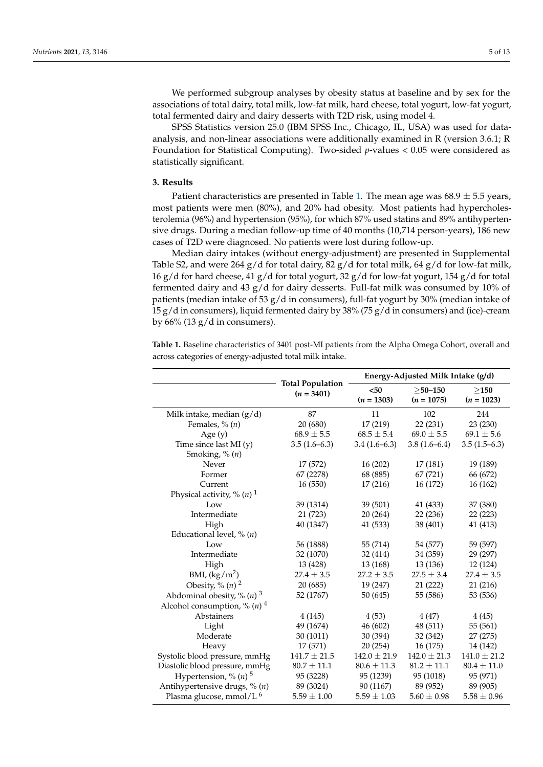We performed subgroup analyses by obesity status at baseline and by sex for the associations of total dairy, total milk, low-fat milk, hard cheese, total yogurt, low-fat yogurt, total fermented dairy and dairy desserts with T2D risk, using model 4.

SPSS Statistics version 25.0 (IBM SPSS Inc., Chicago, IL, USA) was used for data-analysis, and non-linear associations were additionally examined in R (version 3.6.1; R Foundation for Statistical Computing). Two-sided $p$-values < 0.05 were considered as statistically significant.

## 3. Results

Patient characteristics are presented in Table 1. The mean age was 68.9 ± 5.5 years, most patients were men (80%), and 20% had obesity. Most patients had hypercholesterolemia (96%) and hypertension (95%), for which 87% used statins and 89% antihypertensive drugs. During a median follow-up time of 40 months (10,714 person-years), 186 new cases of T2D were diagnosed. No patients were lost during follow-up.

Median dairy intakes (without energy-adjustment) are presented in Supplemental Table S2, and were 264 g/d for total dairy, 82 g/d for total milk, 64 g/d for low-fat milk, 16 g/d for hard cheese, 41 g/d for total yogurt, 32 g/d for low-fat yogurt, 154 g/d for total fermented dairy and 43 g/d for dairy desserts. Full-fat milk was consumed by 10% of patients (median intake of 53 g/d in consumers), full-fat yogurt by 30% (median intake of 15 g/d in consumers), liquid fermented dairy by 38% (75 g/d in consumers) and (ice)-cream by 66% (13 g/d in consumers).

**Table 1.** Baseline characteristics of 3401 post-MI patients from the Alpha Omega Cohort, overall and across categories of energy-adjusted total milk intake.

| | **Total Population** | **Energy-Adjusted Milk Intake (g/d)** | | |
|---|---|---|---|---|
| | **(*n* = 3401)** | **<50 (*n* = 1303)** | **≥50–150 (*n* = 1075)** | **≥150 (*n* = 1023)** |
| Milk intake, median (g/d) | 87 | 11 | 102 | 244 |
| Females, % (*n*) | 20 (680) | 17 (219) | 22 (231) | 23 (230) |
| Age (y) | 68.9 ± 5.5 | 68.5 ± 5.4 | 69.0 ± 5.5 | 69.1 ± 5.6 |
| Time since last MI (y) | 3.5 (1.6–6.3) | 3.4 (1.6–6.3) | 3.8 (1.6–6.4) | 3.5 (1.5–6.3) |
| Smoking, % (*n*) | | | | |
| Never | 17 (572) | 16 (202) | 17 (181) | 19 (189) |
| Former | 67 (2278) | 68 (885) | 67 (721) | 66 (672) |
| Current | 16 (550) | 17 (216) | 16 (172) | 16 (162) |
| Physical activity, % (*n*) [1] | | | | |
| Low | 39 (1314) | 39 (501) | 41 (433) | 37 (380) |
| Intermediate | 21 (723) | 20 (264) | 22 (236) | 22 (223) |
| High | 40 (1347) | 41 (533) | 38 (401) | 41 (413) |
| Educational level, % (*n*) | | | | |
| Low | 56 (1888) | 55 (714) | 54 (577) | 59 (597) |
| Intermediate | 32 (1070) | 32 (414) | 34 (359) | 29 (297) |
| High | 13 (428) | 13 (168) | 13 (136) | 12 (124) |
| BMI, (kg/m$^2$) | 27.4 ± 3.5 | 27.2 ± 3.5 | 27.5 ± 3.4 | 27.4 ± 3.5 |
| Obesity, % (*n*) [2] | 20 (685) | 19 (247) | 21 (222) | 21 (216) |
| Abdominal obesity, % (*n*) [3] | 52 (1767) | 50 (645) | 55 (586) | 53 (536) |
| Alcohol consumption, % (*n*) [4] | | | | |
| Abstainers | 4 (145) | 4 (53) | 4 (47) | 4 (45) |
| Light | 49 (1674) | 46 (602) | 48 (511) | 55 (561) |
| Moderate | 30 (1011) | 30 (394) | 32 (342) | 27 (275) |
| Heavy | 17 (571) | 20 (254) | 16 (175) | 14 (142) |
| Systolic blood pressure, mmHg | 141.7 ± 21.5 | 142.0 ± 21.9 | 142.0 ± 21.3 | 141.0 ± 21.2 |
| Diastolic blood pressure, mmHg | 80.7 ± 11.1 | 80.6 ± 11.3 | 81.2 ± 11.1 | 80.4 ± 11.0 |
| Hypertension, % (*n*) [5] | 95 (3228) | 95 (1239) | 95 (1018) | 95 (971) |
| Antihypertensive drugs, % (*n*) | 89 (3024) | 90 (1167) | 89 (952) | 89 (905) |
| Plasma glucose, mmol/L [6] | 5.59 ± 1.00 | 5.59 ± 1.03 | 5.60 ± 0.98 | 5.58 ± 0.96 |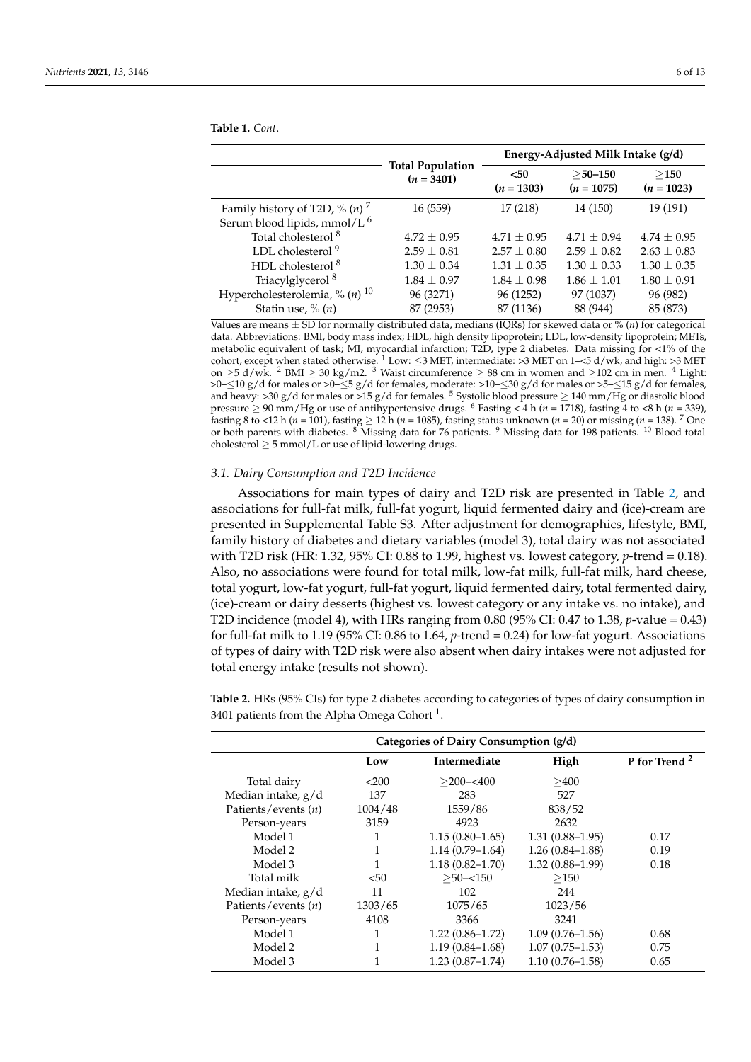**Table 1.** *Cont.*

| | Total Population ($n$ = 3401) | Energy-Adjusted Milk Intake (g/d) | | |
|---|---|---|---|---|
| | | <50 ($n$ = 1303) | ≥50–150 ($n$ = 1075) | ≥150 ($n$ = 1023) |
| Family history of T2D, % ($n$) [7] | 16 (559) | 17 (218) | 14 (150) | 19 (191) |
| Serum blood lipids, mmol/L [6] | | | | |
| Total cholesterol [8] | 4.72 ± 0.95 | 4.71 ± 0.95 | 4.71 ± 0.94 | 4.74 ± 0.95 |
| LDL cholesterol [9] | 2.59 ± 0.81 | 2.57 ± 0.80 | 2.59 ± 0.82 | 2.63 ± 0.83 |
| HDL cholesterol [8] | 1.30 ± 0.34 | 1.31 ± 0.35 | 1.30 ± 0.33 | 1.30 ± 0.35 |
| Triacylglycerol [8] | 1.84 ± 0.97 | 1.84 ± 0.98 | 1.86 ± 1.01 | 1.80 ± 0.91 |
| Hypercholesterolemia, % ($n$) [10] | 96 (3271) | 96 (1252) | 97 (1037) | 96 (982) |
| Statin use, % ($n$) | 87 (2953) | 87 (1136) | 88 (944) | 85 (873) |

Values are means ± SD for normally distributed data, medians (IQRs) for skewed data or % ($n$) for categorical data. Abbreviations: BMI, body mass index; HDL, high density lipoprotein; LDL, low-density lipoprotein; METs, metabolic equivalent of task; MI, myocardial infarction; T2D, type 2 diabetes. Data missing for <1% of the cohort, except when stated otherwise. [1] Low: ≤3 MET, intermediate: >3 MET on 1–<5 d/wk, and high: >3 MET on ≥5 d/wk. [2] BMI ≥ 30 kg/m2. [3] Waist circumference ≥ 88 cm in women and ≥102 cm in men. [4] Light: >0–≤10 g/d for males or >0–≤5 g/d for females, moderate: >10–≤30 g/d for males or >5–≤15 g/d for females, and heavy: >30 g/d for males or >15 g/d for females. [5] Systolic blood pressure ≥ 140 mm/Hg or diastolic blood pressure ≥ 90 mm/Hg or use of antihypertensive drugs. [6] Fasting < 4 h ($n$ = 1718), fasting 4 to <8 h ($n$ = 339), fasting 8 to <12 h ($n$ = 101), fasting ≥ 12 h ($n$ = 1085), fasting status unknown ($n$ = 20) or missing ($n$ = 138). [7] One or both parents with diabetes. [8] Missing data for 76 patients. [9] Missing data for 198 patients. [10] Blood total cholesterol ≥ 5 mmol/L or use of lipid-lowering drugs.

### *3.1. Dairy Consumption and T2D Incidence*

Associations for main types of dairy and T2D risk are presented in Table 2, and associations for full-fat milk, full-fat yogurt, liquid fermented dairy and (ice)-cream are presented in Supplemental Table S3. After adjustment for demographics, lifestyle, BMI, family history of diabetes and dietary variables (model 3), total dairy was not associated with T2D risk (HR: 1.32, 95% CI: 0.88 to 1.99, highest vs. lowest category, $p$-trend = 0.18). Also, no associations were found for total milk, low-fat milk, full-fat milk, hard cheese, total yogurt, low-fat yogurt, full-fat yogurt, liquid fermented dairy, total fermented dairy, (ice)-cream or dairy desserts (highest vs. lowest category or any intake vs. no intake), and T2D incidence (model 4), with HRs ranging from 0.80 (95% CI: 0.47 to 1.38, $p$-value = 0.43) for full-fat milk to 1.19 (95% CI: 0.86 to 1.64, $p$-trend = 0.24) for low-fat yogurt. Associations of types of dairy with T2D risk were also absent when dairy intakes were not adjusted for total energy intake (results not shown).

**Table 2.** HRs (95% CIs) for type 2 diabetes according to categories of types of dairy consumption in 3401 patients from the Alpha Omega Cohort [1].

| | Categories of Dairy Consumption (g/d) | | | |
|---|---|---|---|---|
| | Low | Intermediate | High | P for Trend [2] |
| Total dairy | <200 | ≥200–<400 | ≥400 | |
| Median intake, g/d | 137 | 283 | 527 | |
| Patients/events ($n$) | 1004/48 | 1559/86 | 838/52 | |
| Person-years | 3159 | 4923 | 2632 | |
| Model 1 | 1 | 1.15 (0.80–1.65) | 1.31 (0.88–1.95) | 0.17 |
| Model 2 | 1 | 1.14 (0.79–1.64) | 1.26 (0.84–1.88) | 0.19 |
| Model 3 | 1 | 1.18 (0.82–1.70) | 1.32 (0.88–1.99) | 0.18 |
| Total milk | <50 | ≥50–<150 | ≥150 | |
| Median intake, g/d | 11 | 102 | 244 | |
| Patients/events ($n$) | 1303/65 | 1075/65 | 1023/56 | |
| Person-years | 4108 | 3366 | 3241 | |
| Model 1 | 1 | 1.22 (0.86–1.72) | 1.09 (0.76–1.56) | 0.68 |
| Model 2 | 1 | 1.19 (0.84–1.68) | 1.07 (0.75–1.53) | 0.75 |
| Model 3 | 1 | 1.23 (0.87–1.74) | 1.10 (0.76–1.58) | 0.65 |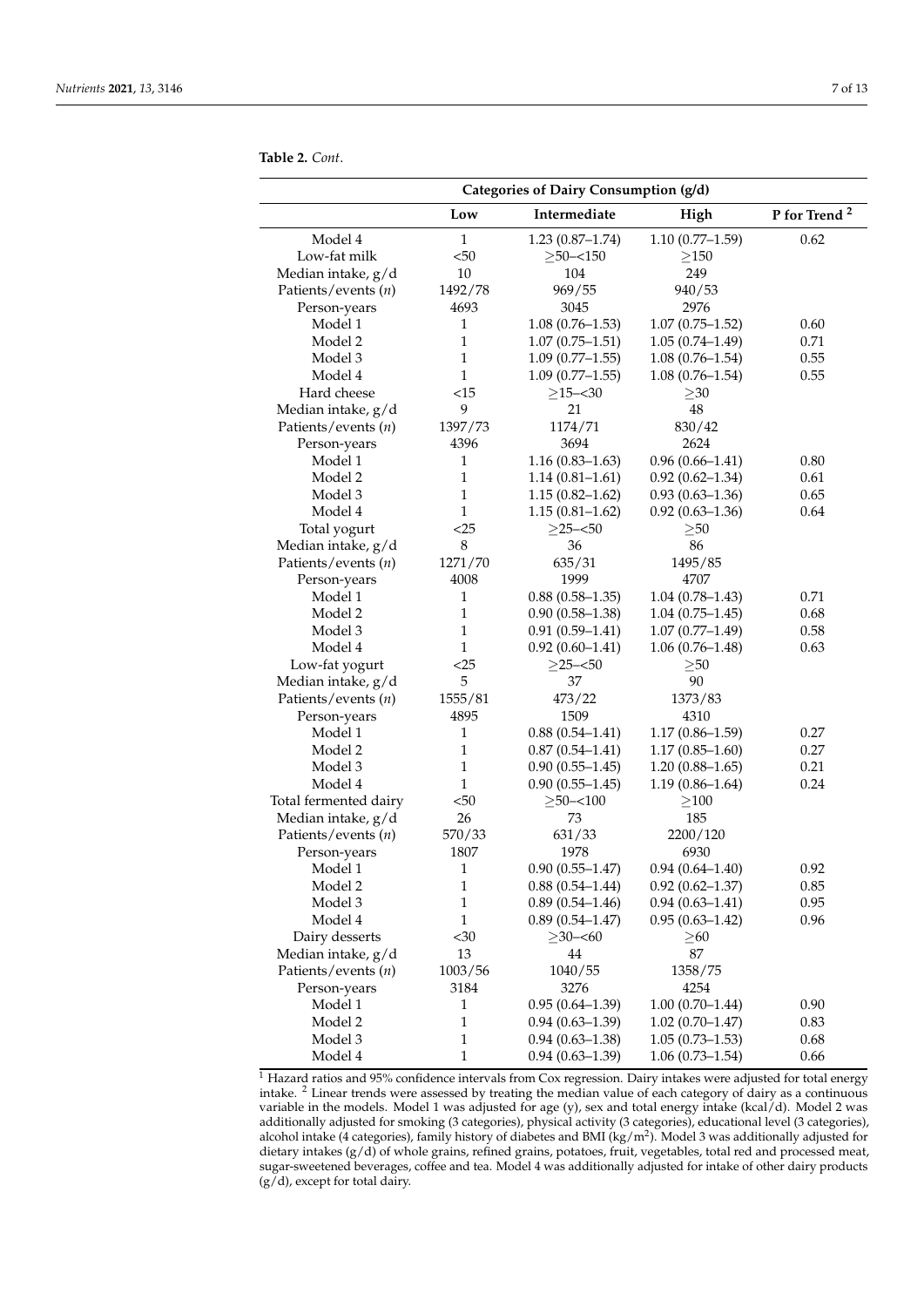**Table 2.** *Cont*.

| | Categories of Dairy Consumption (g/d) | | | |
|---|---|---|---|---|
| | **Low** | **Intermediate** | **High** | **P for Trend [2]** |
| Model 4 | 1 | 1.23 (0.87–1.74) | 1.10 (0.77–1.59) | 0.62 |
| Low-fat milk | <50 | ≥50–<150 | ≥150 | |
| Median intake, g/d | 10 | 104 | 249 | |
| Patients/events (*n*) | 1492/78 | 969/55 | 940/53 | |
| Person-years | 4693 | 3045 | 2976 | |
| Model 1 | 1 | 1.08 (0.76–1.53) | 1.07 (0.75–1.52) | 0.60 |
| Model 2 | 1 | 1.07 (0.75–1.51) | 1.05 (0.74–1.49) | 0.71 |
| Model 3 | 1 | 1.09 (0.77–1.55) | 1.08 (0.76–1.54) | 0.55 |
| Model 4 | 1 | 1.09 (0.77–1.55) | 1.08 (0.76–1.54) | 0.55 |
| Hard cheese | <15 | ≥15–<30 | ≥30 | |
| Median intake, g/d | 9 | 21 | 48 | |
| Patients/events (*n*) | 1397/73 | 1174/71 | 830/42 | |
| Person-years | 4396 | 3694 | 2624 | |
| Model 1 | 1 | 1.16 (0.83–1.63) | 0.96 (0.66–1.41) | 0.80 |
| Model 2 | 1 | 1.14 (0.81–1.61) | 0.92 (0.62–1.34) | 0.61 |
| Model 3 | 1 | 1.15 (0.82–1.62) | 0.93 (0.63–1.36) | 0.65 |
| Model 4 | 1 | 1.15 (0.81–1.62) | 0.92 (0.63–1.36) | 0.64 |
| Total yogurt | <25 | ≥25–<50 | ≥50 | |
| Median intake, g/d | 8 | 36 | 86 | |
| Patients/events (*n*) | 1271/70 | 635/31 | 1495/85 | |
| Person-years | 4008 | 1999 | 4707 | |
| Model 1 | 1 | 0.88 (0.58–1.35) | 1.04 (0.78–1.43) | 0.71 |
| Model 2 | 1 | 0.90 (0.58–1.38) | 1.04 (0.75–1.45) | 0.68 |
| Model 3 | 1 | 0.91 (0.59–1.41) | 1.07 (0.77–1.49) | 0.58 |
| Model 4 | 1 | 0.92 (0.60–1.41) | 1.06 (0.76–1.48) | 0.63 |
| Low-fat yogurt | <25 | ≥25–<50 | ≥50 | |
| Median intake, g/d | 5 | 37 | 90 | |
| Patients/events (*n*) | 1555/81 | 473/22 | 1373/83 | |
| Person-years | 4895 | 1509 | 4310 | |
| Model 1 | 1 | 0.88 (0.54–1.41) | 1.17 (0.86–1.59) | 0.27 |
| Model 2 | 1 | 0.87 (0.54–1.41) | 1.17 (0.85–1.60) | 0.27 |
| Model 3 | 1 | 0.90 (0.55–1.45) | 1.20 (0.88–1.65) | 0.21 |
| Model 4 | 1 | 0.90 (0.55–1.45) | 1.19 (0.86–1.64) | 0.24 |
| Total fermented dairy | <50 | ≥50–<100 | ≥100 | |
| Median intake, g/d | 26 | 73 | 185 | |
| Patients/events (*n*) | 570/33 | 631/33 | 2200/120 | |
| Person-years | 1807 | 1978 | 6930 | |
| Model 1 | 1 | 0.90 (0.55–1.47) | 0.94 (0.64–1.40) | 0.92 |
| Model 2 | 1 | 0.88 (0.54–1.44) | 0.92 (0.62–1.37) | 0.85 |
| Model 3 | 1 | 0.89 (0.54–1.46) | 0.94 (0.63–1.41) | 0.95 |
| Model 4 | 1 | 0.89 (0.54–1.47) | 0.95 (0.63–1.42) | 0.96 |
| Dairy desserts | <30 | ≥30–<60 | ≥60 | |
| Median intake, g/d | 13 | 44 | 87 | |
| Patients/events (*n*) | 1003/56 | 1040/55 | 1358/75 | |
| Person-years | 3184 | 3276 | 4254 | |
| Model 1 | 1 | 0.95 (0.64–1.39) | 1.00 (0.70–1.44) | 0.90 |
| Model 2 | 1 | 0.94 (0.63–1.39) | 1.02 (0.70–1.47) | 0.83 |
| Model 3 | 1 | 0.94 (0.63–1.38) | 1.05 (0.73–1.53) | 0.68 |
| Model 4 | 1 | 0.94 (0.63–1.39) | 1.06 (0.73–1.54) | 0.66 |

[1] Hazard ratios and 95% confidence intervals from Cox regression. Dairy intakes were adjusted for total energy intake. [2] Linear trends were assessed by treating the median value of each category of dairy as a continuous variable in the models. Model 1 was adjusted for age (y), sex and total energy intake (kcal/d). Model 2 was additionally adjusted for smoking (3 categories), physical activity (3 categories), educational level (3 categories), alcohol intake (4 categories), family history of diabetes and BMI (kg/m$^2$). Model 3 was additionally adjusted for dietary intakes (g/d) of whole grains, refined grains, potatoes, fruit, vegetables, total red and processed meat, sugar-sweetened beverages, coffee and tea. Model 4 was additionally adjusted for intake of other dairy products (g/d), except for total dairy.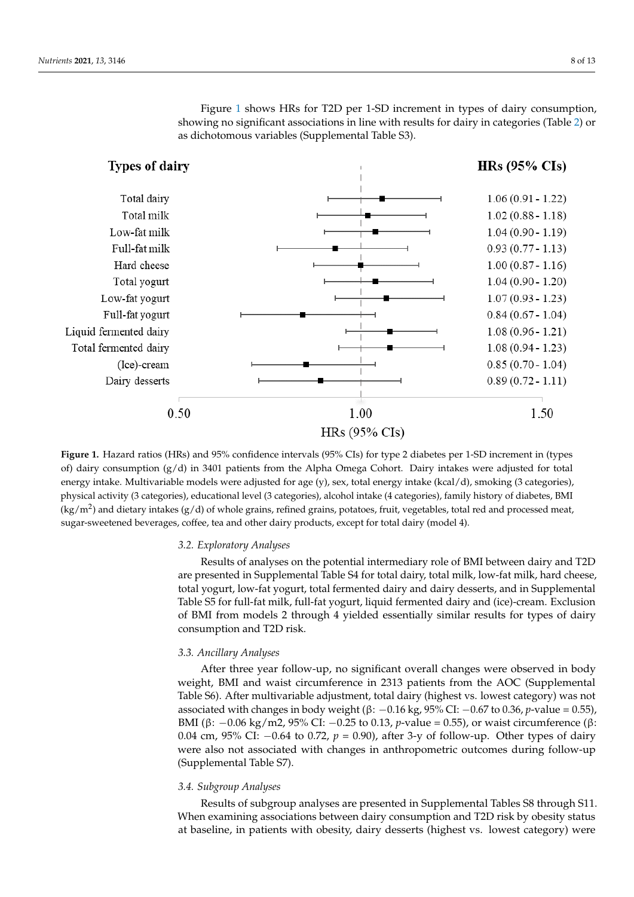Figure 1 shows HRs for T2D per 1-SD increment in types of dairy consumption, showing no significant associations in line with results for dairy in categories (Table 2) or as dichotomous variables (Supplemental Table S3).

| Types of dairy | HRs (95% CIs) |
|---|---|
| Total dairy | 1.06 (0.91 - 1.22) |
| Total milk | 1.02 (0.88 - 1.18) |
| Low-fat milk | 1.04 (0.90 - 1.19) |
| Full-fat milk | 0.93 (0.77 - 1.13) |
| Hard cheese | 1.00 (0.87 - 1.16) |
| Total yogurt | 1.04 (0.90 - 1.20) |
| Low-fat yogurt | 1.07 (0.93 - 1.23) |
| Full-fat yogurt | 0.84 (0.67 - 1.04) |
| Liquid fermented dairy | 1.08 (0.96 - 1.21) |
| Total fermented dairy | 1.08 (0.94 - 1.23) |
| (Ice)-cream | 0.85 (0.70 - 1.04) |
| Dairy desserts | 0.89 (0.72 - 1.11) |

**Figure 1.** Hazard ratios (HRs) and 95% confidence intervals (95% CIs) for type 2 diabetes per 1-SD increment in (types of) dairy consumption (g/d) in 3401 patients from the Alpha Omega Cohort. Dairy intakes were adjusted for total energy intake. Multivariable models were adjusted for age (y), sex, total energy intake (kcal/d), smoking (3 categories), physical activity (3 categories), educational level (3 categories), alcohol intake (4 categories), family history of diabetes, BMI ($kg/m^2$) and dietary intakes (g/d) of whole grains, refined grains, potatoes, fruit, vegetables, total red and processed meat, sugar-sweetened beverages, coffee, tea and other dairy products, except for total dairy (model 4).

### 3.2. Exploratory Analyses

Results of analyses on the potential intermediary role of BMI between dairy and T2D are presented in Supplemental Table S4 for total dairy, total milk, low-fat milk, hard cheese, total yogurt, low-fat yogurt, total fermented dairy and dairy desserts, and in Supplemental Table S5 for full-fat milk, full-fat yogurt, liquid fermented dairy and (ice)-cream. Exclusion of BMI from models 2 through 4 yielded essentially similar results for types of dairy consumption and T2D risk.

### 3.3. Ancillary Analyses

After three year follow-up, no significant overall changes were observed in body weight, BMI and waist circumference in 2313 patients from the AOC (Supplemental Table S6). After multivariable adjustment, total dairy (highest vs. lowest category) was not associated with changes in body weight (β: −0.16 kg, 95% CI: −0.67 to 0.36, *p*-value = 0.55), BMI (β: −0.06 kg/m2, 95% CI: −0.25 to 0.13, *p*-value = 0.55), or waist circumference (β: 0.04 cm, 95% CI: −0.64 to 0.72, *p* = 0.90), after 3-y of follow-up. Other types of dairy were also not associated with changes in anthropometric outcomes during follow-up (Supplemental Table S7).

### 3.4. Subgroup Analyses

Results of subgroup analyses are presented in Supplemental Tables S8 through S11. When examining associations between dairy consumption and T2D risk by obesity status at baseline, in patients with obesity, dairy desserts (highest vs. lowest category) were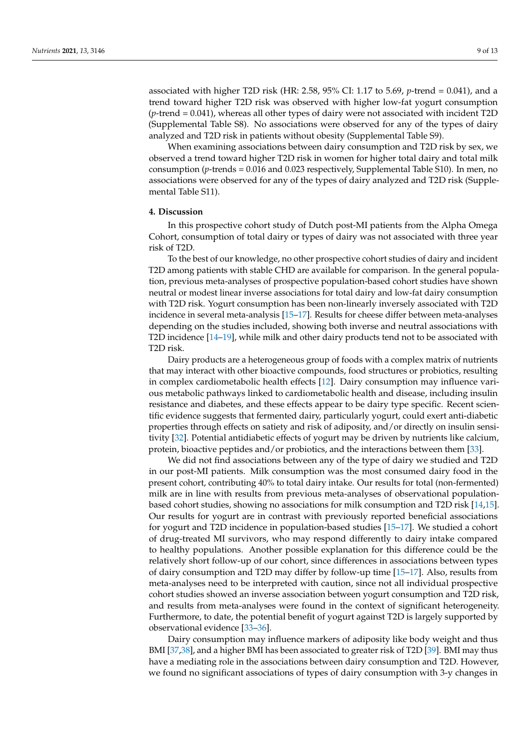associated with higher T2D risk (HR: 2.58, 95% CI: 1.17 to 5.69, $p$-trend = 0.041), and a trend toward higher T2D risk was observed with higher low-fat yogurt consumption ($p$-trend = 0.041), whereas all other types of dairy were not associated with incident T2D (Supplemental Table S8). No associations were observed for any of the types of dairy analyzed and T2D risk in patients without obesity (Supplemental Table S9).

When examining associations between dairy consumption and T2D risk by sex, we observed a trend toward higher T2D risk in women for higher total dairy and total milk consumption ($p$-trends = 0.016 and 0.023 respectively, Supplemental Table S10). In men, no associations were observed for any of the types of dairy analyzed and T2D risk (Supplemental Table S11).

## 4. Discussion

In this prospective cohort study of Dutch post-MI patients from the Alpha Omega Cohort, consumption of total dairy or types of dairy was not associated with three year risk of T2D.

To the best of our knowledge, no other prospective cohort studies of dairy and incident T2D among patients with stable CHD are available for comparison. In the general population, previous meta-analyses of prospective population-based cohort studies have shown neutral or modest linear inverse associations for total dairy and low-fat dairy consumption with T2D risk. Yogurt consumption has been non-linearly inversely associated with T2D incidence in several meta-analysis [15–17]. Results for cheese differ between meta-analyses depending on the studies included, showing both inverse and neutral associations with T2D incidence [14–19], while milk and other dairy products tend not to be associated with T2D risk.

Dairy products are a heterogeneous group of foods with a complex matrix of nutrients that may interact with other bioactive compounds, food structures or probiotics, resulting in complex cardiometabolic health effects [12]. Dairy consumption may influence various metabolic pathways linked to cardiometabolic health and disease, including insulin resistance and diabetes, and these effects appear to be dairy type specific. Recent scientific evidence suggests that fermented dairy, particularly yogurt, could exert anti-diabetic properties through effects on satiety and risk of adiposity, and/or directly on insulin sensitivity [32]. Potential antidiabetic effects of yogurt may be driven by nutrients like calcium, protein, bioactive peptides and/or probiotics, and the interactions between them [33].

We did not find associations between any of the type of dairy we studied and T2D in our post-MI patients. Milk consumption was the most consumed dairy food in the present cohort, contributing 40% to total dairy intake. Our results for total (non-fermented) milk are in line with results from previous meta-analyses of observational population-based cohort studies, showing no associations for milk consumption and T2D risk [14,15]. Our results for yogurt are in contrast with previously reported beneficial associations for yogurt and T2D incidence in population-based studies [15–17]. We studied a cohort of drug-treated MI survivors, who may respond differently to dairy intake compared to healthy populations. Another possible explanation for this difference could be the relatively short follow-up of our cohort, since differences in associations between types of dairy consumption and T2D may differ by follow-up time [15–17]. Also, results from meta-analyses need to be interpreted with caution, since not all individual prospective cohort studies showed an inverse association between yogurt consumption and T2D risk, and results from meta-analyses were found in the context of significant heterogeneity. Furthermore, to date, the potential benefit of yogurt against T2D is largely supported by observational evidence [33–36].

Dairy consumption may influence markers of adiposity like body weight and thus BMI [37,38], and a higher BMI has been associated to greater risk of T2D [39]. BMI may thus have a mediating role in the associations between dairy consumption and T2D. However, we found no significant associations of types of dairy consumption with 3-y changes in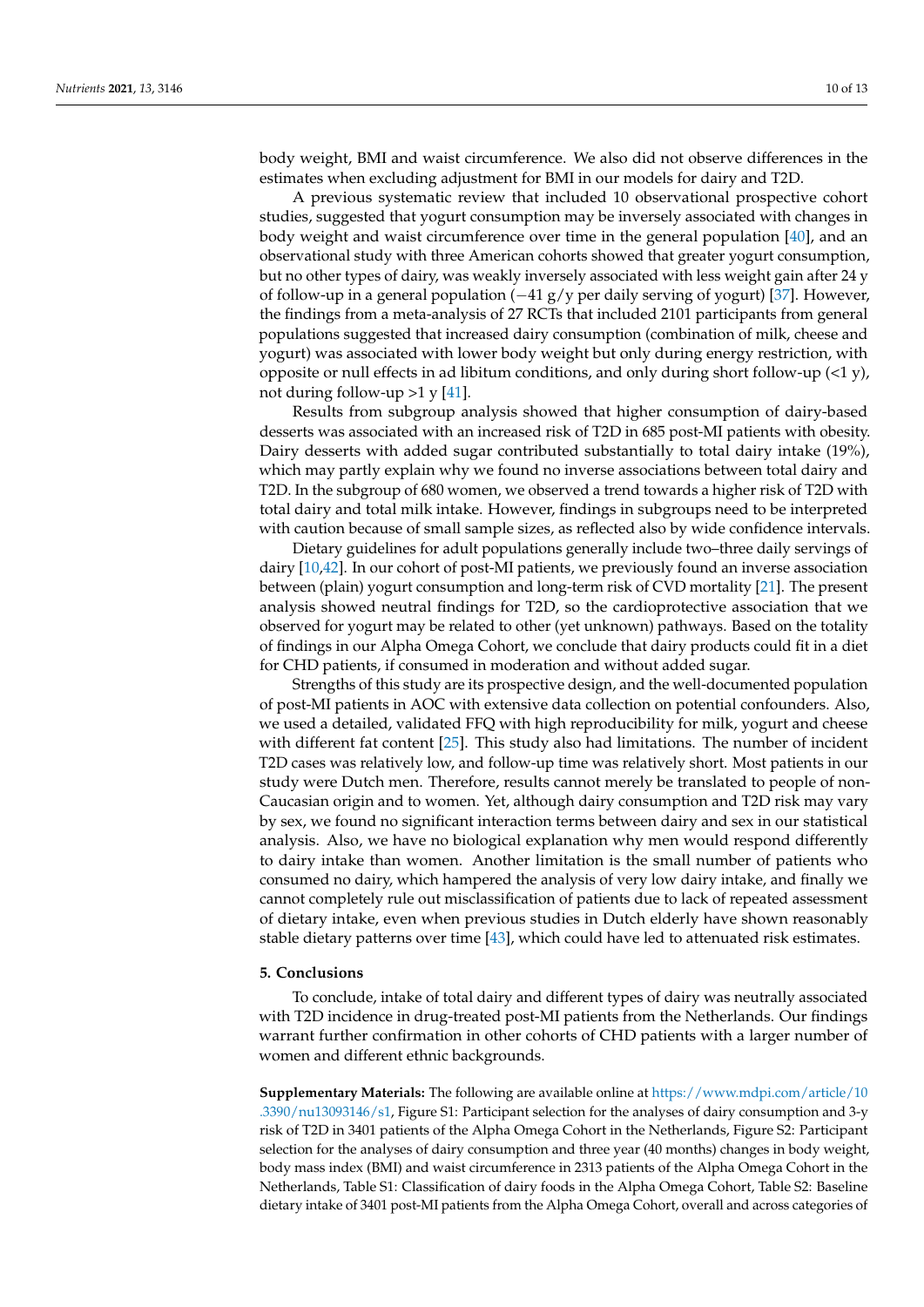body weight, BMI and waist circumference. We also did not observe differences in the estimates when excluding adjustment for BMI in our models for dairy and T2D.

A previous systematic review that included 10 observational prospective cohort studies, suggested that yogurt consumption may be inversely associated with changes in body weight and waist circumference over time in the general population [40], and an observational study with three American cohorts showed that greater yogurt consumption, but no other types of dairy, was weakly inversely associated with less weight gain after 24 y of follow-up in a general population (−41 g/y per daily serving of yogurt) [37]. However, the findings from a meta-analysis of 27 RCTs that included 2101 participants from general populations suggested that increased dairy consumption (combination of milk, cheese and yogurt) was associated with lower body weight but only during energy restriction, with opposite or null effects in ad libitum conditions, and only during short follow-up (<1 y), not during follow-up >1 y [41].

Results from subgroup analysis showed that higher consumption of dairy-based desserts was associated with an increased risk of T2D in 685 post-MI patients with obesity. Dairy desserts with added sugar contributed substantially to total dairy intake (19%), which may partly explain why we found no inverse associations between total dairy and T2D. In the subgroup of 680 women, we observed a trend towards a higher risk of T2D with total dairy and total milk intake. However, findings in subgroups need to be interpreted with caution because of small sample sizes, as reflected also by wide confidence intervals.

Dietary guidelines for adult populations generally include two–three daily servings of dairy [10,42]. In our cohort of post-MI patients, we previously found an inverse association between (plain) yogurt consumption and long-term risk of CVD mortality [21]. The present analysis showed neutral findings for T2D, so the cardioprotective association that we observed for yogurt may be related to other (yet unknown) pathways. Based on the totality of findings in our Alpha Omega Cohort, we conclude that dairy products could fit in a diet for CHD patients, if consumed in moderation and without added sugar.

Strengths of this study are its prospective design, and the well-documented population of post-MI patients in AOC with extensive data collection on potential confounders. Also, we used a detailed, validated FFQ with high reproducibility for milk, yogurt and cheese with different fat content [25]. This study also had limitations. The number of incident T2D cases was relatively low, and follow-up time was relatively short. Most patients in our study were Dutch men. Therefore, results cannot merely be translated to people of non-Caucasian origin and to women. Yet, although dairy consumption and T2D risk may vary by sex, we found no significant interaction terms between dairy and sex in our statistical analysis. Also, we have no biological explanation why men would respond differently to dairy intake than women. Another limitation is the small number of patients who consumed no dairy, which hampered the analysis of very low dairy intake, and finally we cannot completely rule out misclassification of patients due to lack of repeated assessment of dietary intake, even when previous studies in Dutch elderly have shown reasonably stable dietary patterns over time [43], which could have led to attenuated risk estimates.

## 5. Conclusions

To conclude, intake of total dairy and different types of dairy was neutrally associated with T2D incidence in drug-treated post-MI patients from the Netherlands. Our findings warrant further confirmation in other cohorts of CHD patients with a larger number of women and different ethnic backgrounds.

**Supplementary Materials:** The following are available online at https://www.mdpi.com/article/10.3390/nu13093146/s1, Figure S1: Participant selection for the analyses of dairy consumption and 3-y risk of T2D in 3401 patients of the Alpha Omega Cohort in the Netherlands, Figure S2: Participant selection for the analyses of dairy consumption and three year (40 months) changes in body weight, body mass index (BMI) and waist circumference in 2313 patients of the Alpha Omega Cohort in the Netherlands, Table S1: Classification of dairy foods in the Alpha Omega Cohort, Table S2: Baseline dietary intake of 3401 post-MI patients from the Alpha Omega Cohort, overall and across categories of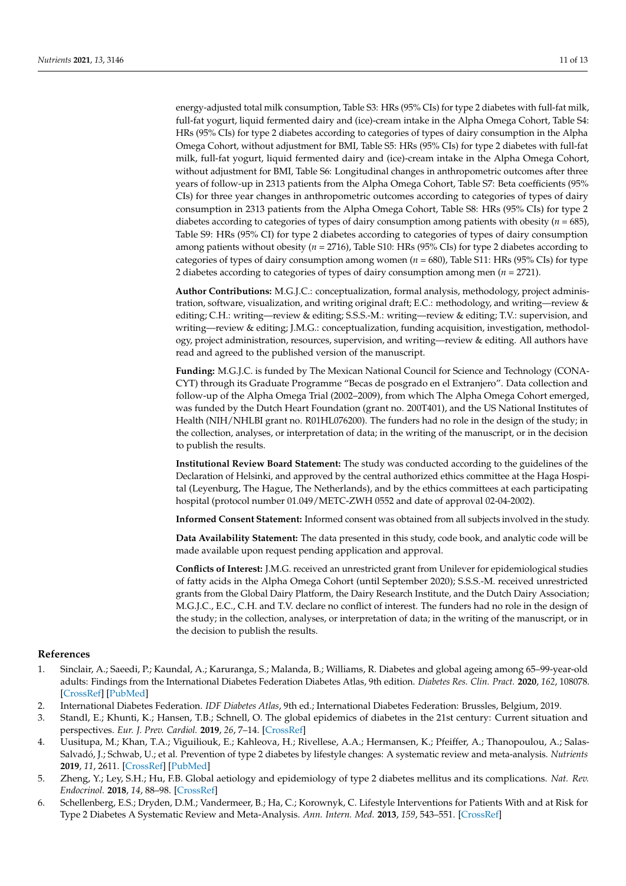energy-adjusted total milk consumption, Table S3: HRs (95% CIs) for type 2 diabetes with full-fat milk, full-fat yogurt, liquid fermented dairy and (ice)-cream intake in the Alpha Omega Cohort, Table S4: HRs (95% CIs) for type 2 diabetes according to categories of types of dairy consumption in the Alpha Omega Cohort, without adjustment for BMI, Table S5: HRs (95% CIs) for type 2 diabetes with full-fat milk, full-fat yogurt, liquid fermented dairy and (ice)-cream intake in the Alpha Omega Cohort, without adjustment for BMI, Table S6: Longitudinal changes in anthropometric outcomes after three years of follow-up in 2313 patients from the Alpha Omega Cohort, Table S7: Beta coefficients (95% CIs) for three year changes in anthropometric outcomes according to categories of types of dairy consumption in 2313 patients from the Alpha Omega Cohort, Table S8: HRs (95% CIs) for type 2 diabetes according to categories of types of dairy consumption among patients with obesity (*n* = 685), Table S9: HRs (95% CI) for type 2 diabetes according to categories of types of dairy consumption among patients without obesity (*n* = 2716), Table S10: HRs (95% CIs) for type 2 diabetes according to categories of types of dairy consumption among women (*n* = 680), Table S11: HRs (95% CIs) for type 2 diabetes according to categories of types of dairy consumption among men (*n* = 2721).

**Author Contributions:** M.G.J.C.: conceptualization, formal analysis, methodology, project administration, software, visualization, and writing original draft; E.C.: methodology, and writing—review & editing; C.H.: writing—review & editing; S.S.S.-M.: writing—review & editing; T.V.: supervision, and writing—review & editing; J.M.G.: conceptualization, funding acquisition, investigation, methodology, project administration, resources, supervision, and writing—review & editing. All authors have read and agreed to the published version of the manuscript.

**Funding:** M.G.J.C. is funded by The Mexican National Council for Science and Technology (CONACYT) through its Graduate Programme "Becas de posgrado en el Extranjero". Data collection and follow-up of the Alpha Omega Trial (2002–2009), from which The Alpha Omega Cohort emerged, was funded by the Dutch Heart Foundation (grant no. 200T401), and the US National Institutes of Health (NIH/NHLBI grant no. R01HL076200). The funders had no role in the design of the study; in the collection, analyses, or interpretation of data; in the writing of the manuscript, or in the decision to publish the results.

**Institutional Review Board Statement:** The study was conducted according to the guidelines of the Declaration of Helsinki, and approved by the central authorized ethics committee at the Haga Hospital (Leyenburg, The Hague, The Netherlands), and by the ethics committees at each participating hospital (protocol number 01.049/METC-ZWH 0552 and date of approval 02-04-2002).

**Informed Consent Statement:** Informed consent was obtained from all subjects involved in the study.

**Data Availability Statement:** The data presented in this study, code book, and analytic code will be made available upon request pending application and approval.

**Conflicts of Interest:** J.M.G. received an unrestricted grant from Unilever for epidemiological studies of fatty acids in the Alpha Omega Cohort (until September 2020); S.S.S.-M. received unrestricted grants from the Global Dairy Platform, the Dairy Research Institute, and the Dutch Dairy Association; M.G.J.C., E.C., C.H. and T.V. declare no conflict of interest. The funders had no role in the design of the study; in the collection, analyses, or interpretation of data; in the writing of the manuscript, or in the decision to publish the results.

## References

1. Sinclair, A.; Saeedi, P.; Kaundal, A.; Karuranga, S.; Malanda, B.; Williams, R. Diabetes and global ageing among 65–99-year-old adults: Findings from the International Diabetes Federation Diabetes Atlas, 9th edition. *Diabetes Res. Clin. Pract.* **2020**, *162*, 108078. [CrossRef] [PubMed]
2. International Diabetes Federation. *IDF Diabetes Atlas*, 9th ed.; International Diabetes Federation: Brussles, Belgium, 2019.
3. Standl, E.; Khunti, K.; Hansen, T.B.; Schnell, O. The global epidemics of diabetes in the 21st century: Current situation and perspectives. *Eur. J. Prev. Cardiol.* **2019**, *26*, 7–14. [CrossRef]
4. Uusitupa, M.; Khan, T.A.; Viguiliouk, E.; Kahleova, H.; Rivellese, A.A.; Hermansen, K.; Pfeiffer, A.; Thanopoulou, A.; Salas-Salvadó, J.; Schwab, U.; et al. Prevention of type 2 diabetes by lifestyle changes: A systematic review and meta-analysis. *Nutrients* **2019**, *11*, 2611. [CrossRef] [PubMed]
5. Zheng, Y.; Ley, S.H.; Hu, F.B. Global aetiology and epidemiology of type 2 diabetes mellitus and its complications. *Nat. Rev. Endocrinol.* **2018**, *14*, 88–98. [CrossRef]
6. Schellenberg, E.S.; Dryden, D.M.; Vandermeer, B.; Ha, C.; Korownyk, C. Lifestyle Interventions for Patients With and at Risk for Type 2 Diabetes A Systematic Review and Meta-Analysis. *Ann. Intern. Med.* **2013**, *159*, 543–551. [CrossRef]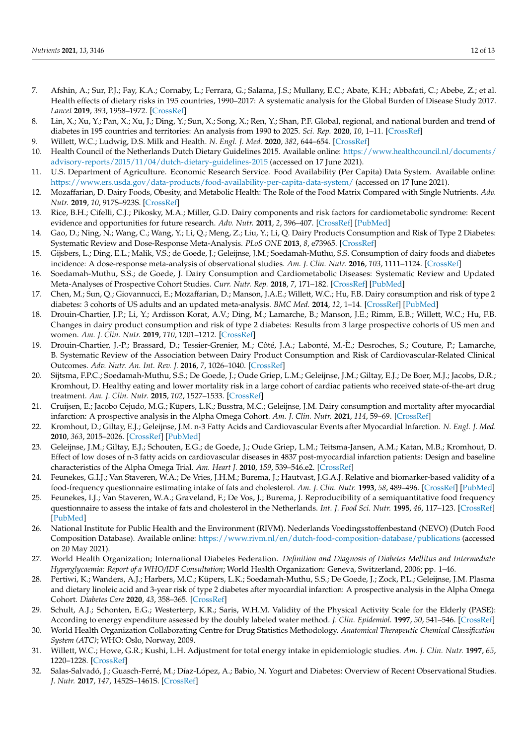7. Afshin, A.; Sur, P.J.; Fay, K.A.; Cornaby, L.; Ferrara, G.; Salama, J.S.; Mullany, E.C.; Abate, K.H.; Abbafati, C.; Abebe, Z.; et al. Health effects of dietary risks in 195 countries, 1990–2017: A systematic analysis for the Global Burden of Disease Study 2017. *Lancet* **2019**, *393*, 1958–1972. [CrossRef]
8. Lin, X.; Xu, Y.; Pan, X.; Xu, J.; Ding, Y.; Sun, X.; Song, X.; Ren, Y.; Shan, P.F. Global, regional, and national burden and trend of diabetes in 195 countries and territories: An analysis from 1990 to 2025. *Sci. Rep.* **2020**, *10*, 1–11. [CrossRef]
9. Willett, W.C.; Ludwig, D.S. Milk and Health. *N. Engl. J. Med.* **2020**, *382*, 644–654. [CrossRef]
10. Health Council of the Netherlands Dutch Dietary Guidelines 2015. Available online: https://www.healthcouncil.nl/documents/advisory-reports/2015/11/04/dutch-dietary-guidelines-2015 (accessed on 17 June 2021).
11. U.S. Department of Agriculture. Economic Research Service. Food Availability (Per Capita) Data System. Available online: https://www.ers.usda.gov/data-products/food-availability-per-capita-data-system/ (accessed on 17 June 2021).
12. Mozaffarian, D. Dairy Foods, Obesity, and Metabolic Health: The Role of the Food Matrix Compared with Single Nutrients. *Adv. Nutr.* **2019**, *10*, 917S–923S. [CrossRef]
13. Rice, B.H.; Cifelli, C.J.; Pikosky, M.A.; Miller, G.D. Dairy components and risk factors for cardiometabolic syndrome: Recent evidence and opportunities for future research. *Adv. Nutr.* **2011**, *2*, 396–407. [CrossRef] [PubMed]
14. Gao, D.; Ning, N.; Wang, C.; Wang, Y.; Li, Q.; Meng, Z.; Liu, Y.; Li, Q. Dairy Products Consumption and Risk of Type 2 Diabetes: Systematic Review and Dose-Response Meta-Analysis. *PLoS ONE* **2013**, *8*, e73965. [CrossRef]
15. Gijsbers, L.; Ding, E.L.; Malik, V.S.; de Goede, J.; Geleijnse, J.M.; Soedamah-Muthu, S.S. Consumption of dairy foods and diabetes incidence: A dose-response meta-analysis of observational studies. *Am. J. Clin. Nutr.* **2016**, *103*, 1111–1124. [CrossRef]
16. Soedamah-Muthu, S.S.; de Goede, J. Dairy Consumption and Cardiometabolic Diseases: Systematic Review and Updated Meta-Analyses of Prospective Cohort Studies. *Curr. Nutr. Rep.* **2018**, *7*, 171–182. [CrossRef] [PubMed]
17. Chen, M.; Sun, Q.; Giovannucci, E.; Mozaffarian, D.; Manson, J.A.E.; Willett, W.C.; Hu, F.B. Dairy consumption and risk of type 2 diabetes: 3 cohorts of US adults and an updated meta-analysis. *BMC Med.* **2014**, *12*, 1–14. [CrossRef] [PubMed]
18. Drouin-Chartier, J.P.; Li, Y.; Ardisson Korat, A.V.; Ding, M.; Lamarche, B.; Manson, J.E.; Rimm, E.B.; Willett, W.C.; Hu, F.B. Changes in dairy product consumption and risk of type 2 diabetes: Results from 3 large prospective cohorts of US men and women. *Am. J. Clin. Nutr.* **2019**, *110*, 1201–1212. [CrossRef]
19. Drouin-Chartier, J.-P.; Brassard, D.; Tessier-Grenier, M.; Côté, J.A.; Labonté, M.-È.; Desroches, S.; Couture, P.; Lamarche, B. Systematic Review of the Association between Dairy Product Consumption and Risk of Cardiovascular-Related Clinical Outcomes. *Adv. Nutr. An. Int. Rev. J.* **2016**, *7*, 1026–1040. [CrossRef]
20. Sijtsma, F.P.C.; Soedamah-Muthu, S.S.; De Goede, J.; Oude Griep, L.M.; Geleijnse, J.M.; Giltay, E.J.; De Boer, M.J.; Jacobs, D.R.; Kromhout, D. Healthy eating and lower mortality risk in a large cohort of cardiac patients who received state-of-the-art drug treatment. *Am. J. Clin. Nutr.* **2015**, *102*, 1527–1533. [CrossRef]
21. Cruijsen, E.; Jacobo Cejudo, M.G.; Küpers, L.K.; Busstra, M.C.; Geleijnse, J.M. Dairy consumption and mortality after myocardial infarction: A prospective analysis in the Alpha Omega Cohort. *Am. J. Clin. Nutr.* **2021**, *114*, 59–69. [CrossRef]
22. Kromhout, D.; Giltay, E.J.; Geleijnse, J.M. n-3 Fatty Acids and Cardiovascular Events after Myocardial Infarction. *N. Engl. J. Med.* **2010**, *363*, 2015–2026. [CrossRef] [PubMed]
23. Geleijnse, J.M.; Giltay, E.J.; Schouten, E.G.; de Goede, J.; Oude Griep, L.M.; Teitsma-Jansen, A.M.; Katan, M.B.; Kromhout, D. Effect of low doses of n-3 fatty acids on cardiovascular diseases in 4837 post-myocardial infarction patients: Design and baseline characteristics of the Alpha Omega Trial. *Am. Heart J.* **2010**, *159*, 539–546.e2. [CrossRef]
24. Feunekes, G.I.J.; Van Staveren, W.A.; De Vries, J.H.M.; Burema, J.; Hautvast, J.G.A.J. Relative and biomarker-based validity of a food-frequency questionnaire estimating intake of fats and cholesterol. *Am. J. Clin. Nutr.* **1993**, *58*, 489–496. [CrossRef] [PubMed]
25. Feunekes, I.J.; Van Staveren, W.A.; Graveland, F.; De Vos, J.; Burema, J. Reproducibility of a semiquantitative food frequency questionnaire to assess the intake of fats and cholesterol in the Netherlands. *Int. J. Food Sci. Nutr.* **1995**, *46*, 117–123. [CrossRef] [PubMed]
26. National Institute for Public Health and the Environment (RIVM). Nederlands Voedingsstoffenbestand (NEVO) (Dutch Food Composition Database). Available online: https://www.rivm.nl/en/dutch-food-composition-database/publications (accessed on 20 May 2021).
27. World Health Organization; International Diabetes Federation. *Definition and Diagnosis of Diabetes Mellitus and Intermediate Hyperglycaemia: Report of a WHO/IDF Consultation*; World Health Organization: Geneva, Switzerland, 2006; pp. 1–46.
28. Pertiwi, K.; Wanders, A.J.; Harbers, M.C.; Küpers, L.K.; Soedamah-Muthu, S.S.; De Goede, J.; Zock, P.L.; Geleijnse, J.M. Plasma and dietary linoleic acid and 3-year risk of type 2 diabetes after myocardial infarction: A prospective analysis in the Alpha Omega Cohort. *Diabetes Care* **2020**, *43*, 358–365. [CrossRef]
29. Schult, A.J.; Schonten, E.G.; Westerterp, K.R.; Saris, W.H.M. Validity of the Physical Activity Scale for the Elderly (PASE): According to energy expenditure assessed by the doubly labeled water method. *J. Clin. Epidemiol.* **1997**, *50*, 541–546. [CrossRef]
30. World Health Organization Collaborating Centre for Drug Statistics Methodology. *Anatomical Therapeutic Chemical Classification System (ATC)*; WHO: Oslo, Norway, 2009.
31. Willett, W.C.; Howe, G.R.; Kushi, L.H. Adjustment for total energy intake in epidemiologic studies. *Am. J. Clin. Nutr.* **1997**, *65*, 1220–1228. [CrossRef]
32. Salas-Salvadó, J.; Guasch-Ferré, M.; Díaz-López, A.; Babio, N. Yogurt and Diabetes: Overview of Recent Observational Studies. *J. Nutr.* **2017**, *147*, 1452S–1461S. [CrossRef]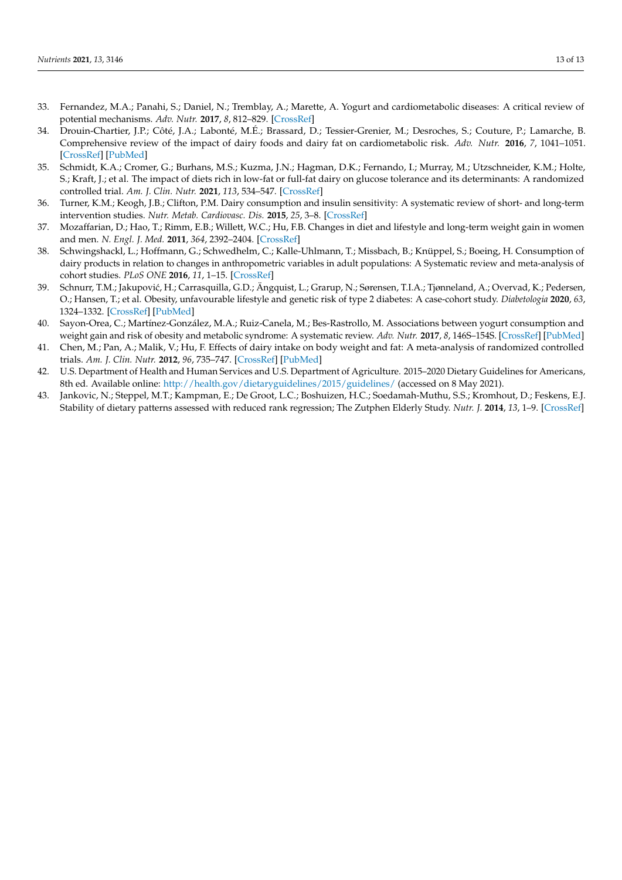33. Fernandez, M.A.; Panahi, S.; Daniel, N.; Tremblay, A.; Marette, A. Yogurt and cardiometabolic diseases: A critical review of potential mechanisms. *Adv. Nutr.* **2017**, *8*, 812–829. [CrossRef]
34. Drouin-Chartier, J.P.; Côté, J.A.; Labonté, M.É.; Brassard, D.; Tessier-Grenier, M.; Desroches, S.; Couture, P.; Lamarche, B. Comprehensive review of the impact of dairy foods and dairy fat on cardiometabolic risk. *Adv. Nutr.* **2016**, *7*, 1041–1051. [CrossRef] [PubMed]
35. Schmidt, K.A.; Cromer, G.; Burhans, M.S.; Kuzma, J.N.; Hagman, D.K.; Fernando, I.; Murray, M.; Utzschneider, K.M.; Holte, S.; Kraft, J.; et al. The impact of diets rich in low-fat or full-fat dairy on glucose tolerance and its determinants: A randomized controlled trial. *Am. J. Clin. Nutr.* **2021**, *113*, 534–547. [CrossRef]
36. Turner, K.M.; Keogh, J.B.; Clifton, P.M. Dairy consumption and insulin sensitivity: A systematic review of short- and long-term intervention studies. *Nutr. Metab. Cardiovasc. Dis.* **2015**, *25*, 3–8. [CrossRef]
37. Mozaffarian, D.; Hao, T.; Rimm, E.B.; Willett, W.C.; Hu, F.B. Changes in diet and lifestyle and long-term weight gain in women and men. *N. Engl. J. Med.* **2011**, *364*, 2392–2404. [CrossRef]
38. Schwingshackl, L.; Hoffmann, G.; Schwedhelm, C.; Kalle-Uhlmann, T.; Missbach, B.; Knüppel, S.; Boeing, H. Consumption of dairy products in relation to changes in anthropometric variables in adult populations: A Systematic review and meta-analysis of cohort studies. *PLoS ONE* **2016**, *11*, 1–15. [CrossRef]
39. Schnurr, T.M.; Jakupović, H.; Carrasquilla, G.D.; Ängquist, L.; Grarup, N.; Sørensen, T.I.A.; Tjønneland, A.; Overvad, K.; Pedersen, O.; Hansen, T.; et al. Obesity, unfavourable lifestyle and genetic risk of type 2 diabetes: A case-cohort study. *Diabetologia* **2020**, *63*, 1324–1332. [CrossRef] [PubMed]
40. Sayon-Orea, C.; Martínez-González, M.A.; Ruiz-Canela, M.; Bes-Rastrollo, M. Associations between yogurt consumption and weight gain and risk of obesity and metabolic syndrome: A systematic review. *Adv. Nutr.* **2017**, *8*, 146S–154S. [CrossRef] [PubMed]
41. Chen, M.; Pan, A.; Malik, V.; Hu, F. Effects of dairy intake on body weight and fat: A meta-analysis of randomized controlled trials. *Am. J. Clin. Nutr.* **2012**, *96*, 735–747. [CrossRef] [PubMed]
42. U.S. Department of Health and Human Services and U.S. Department of Agriculture. 2015–2020 Dietary Guidelines for Americans, 8th ed. Available online: http://health.gov/dietaryguidelines/2015/guidelines/ (accessed on 8 May 2021).
43. Jankovic, N.; Steppel, M.T.; Kampman, E.; De Groot, L.C.; Boshuizen, H.C.; Soedamah-Muthu, S.S.; Kromhout, D.; Feskens, E.J. Stability of dietary patterns assessed with reduced rank regression; The Zutphen Elderly Study. *Nutr. J.* **2014**, *13*, 1–9. [CrossRef]